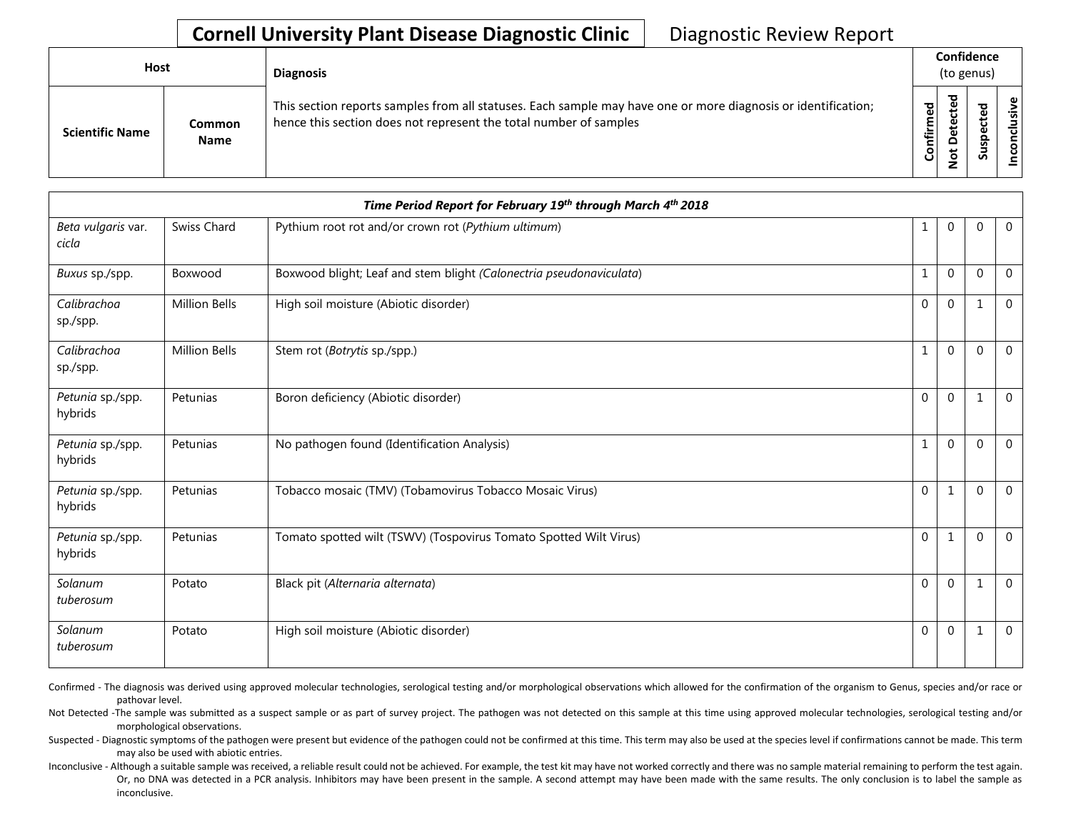# Cornell University Plant Disease Diagnostic Clinic

Diagnostic Review Report

| Host | | Diagnosis | Confidence (to genus) | | | |
|---|---|---|---|---|---|---|
| Scientific Name | Common Name | This section reports samples from all statuses. Each sample may have one or more diagnosis or identification; hence this section does not represent the total number of samples | Confirmed | Not Detected | Suspected | Inconclusive |
| ***Time Period Report for February 19th through March 4th 2018*** | | | | | | |
| *Beta vulgaris* var. *cicla* | Swiss Chard | Pythium root rot and/or crown rot (*Pythium ultimum*) | 1 | 0 | 0 | 0 |
| *Buxus* sp./spp. | Boxwood | Boxwood blight; Leaf and stem blight (*Calonectria pseudonaviculata*) | 1 | 0 | 0 | 0 |
| *Calibrachoa* sp./spp. | Million Bells | High soil moisture (Abiotic disorder) | 0 | 0 | 1 | 0 |
| *Calibrachoa* sp./spp. | Million Bells | Stem rot (*Botrytis* sp./spp.) | 1 | 0 | 0 | 0 |
| *Petunia* sp./spp. hybrids | Petunias | Boron deficiency (Abiotic disorder) | 0 | 0 | 1 | 0 |
| *Petunia* sp./spp. hybrids | Petunias | No pathogen found (Identification Analysis) | 1 | 0 | 0 | 0 |
| *Petunia* sp./spp. hybrids | Petunias | Tobacco mosaic (TMV) (Tobamovirus Tobacco Mosaic Virus) | 0 | 1 | 0 | 0 |
| *Petunia* sp./spp. hybrids | Petunias | Tomato spotted wilt (TSWV) (Tospovirus Tomato Spotted Wilt Virus) | 0 | 1 | 0 | 0 |
| *Solanum tuberosum* | Potato | Black pit (*Alternaria alternata*) | 0 | 0 | 1 | 0 |
| *Solanum tuberosum* | Potato | High soil moisture (Abiotic disorder) | 0 | 0 | 1 | 0 |

Confirmed - The diagnosis was derived using approved molecular technologies, serological testing and/or morphological observations which allowed for the confirmation of the organism to Genus, species and/or race or pathovar level.

Not Detected -The sample was submitted as a suspect sample or as part of survey project. The pathogen was not detected on this sample at this time using approved molecular technologies, serological testing and/or morphological observations.

Suspected - Diagnostic symptoms of the pathogen were present but evidence of the pathogen could not be confirmed at this time. This term may also be used at the species level if confirmations cannot be made. This term may also be used with abiotic entries.

Inconclusive - Although a suitable sample was received, a reliable result could not be achieved. For example, the test kit may have not worked correctly and there was no sample material remaining to perform the test again. Or, no DNA was detected in a PCR analysis. Inhibitors may have been present in the sample. A second attempt may have been made with the same results. The only conclusion is to label the sample as inconclusive.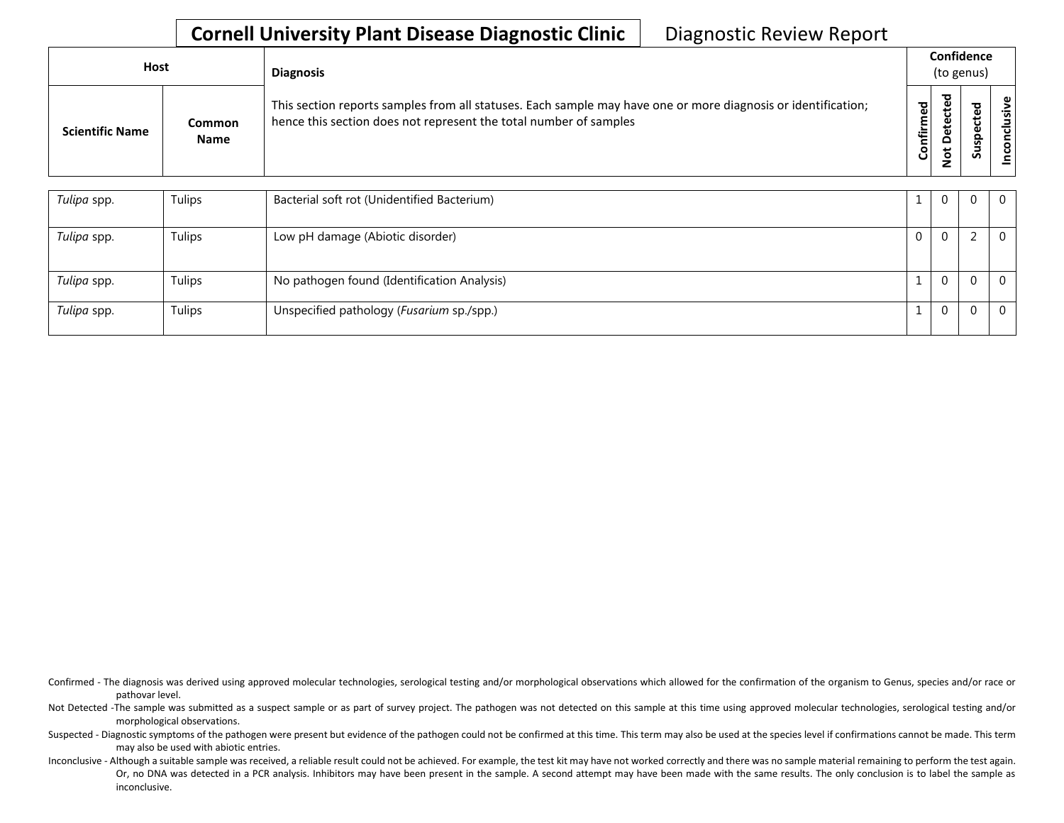**Cornell University Plant Disease Diagnostic Clinic** Diagnostic Review Report

| Host | | Diagnosis | Confidence (to genus) | | | |
|---|---|---|---|---|---|---|
| Scientific Name | Common Name | This section reports samples from all statuses. Each sample may have one or more diagnosis or identification; hence this section does not represent the total number of samples | Confirmed | Not Detected | Suspected | Inconclusive |
| *Tulipa* spp. | Tulips | Bacterial soft rot (Unidentified Bacterium) | 1 | 0 | 0 | 0 |
| *Tulipa* spp. | Tulips | Low pH damage (Abiotic disorder) | 0 | 0 | 2 | 0 |
| *Tulipa* spp. | Tulips | No pathogen found (Identification Analysis) | 1 | 0 | 0 | 0 |
| *Tulipa* spp. | Tulips | Unspecified pathology (*Fusarium* sp./spp.) | 1 | 0 | 0 | 0 |

Confirmed - The diagnosis was derived using approved molecular technologies, serological testing and/or morphological observations which allowed for the confirmation of the organism to Genus, species and/or race or pathovar level.

Not Detected -The sample was submitted as a suspect sample or as part of survey project. The pathogen was not detected on this sample at this time using approved molecular technologies, serological testing and/or morphological observations.

Suspected - Diagnostic symptoms of the pathogen were present but evidence of the pathogen could not be confirmed at this time. This term may also be used at the species level if confirmations cannot be made. This term may also be used with abiotic entries.

Inconclusive - Although a suitable sample was received, a reliable result could not be achieved. For example, the test kit may have not worked correctly and there was no sample material remaining to perform the test again. Or, no DNA was detected in a PCR analysis. Inhibitors may have been present in the sample. A second attempt may have been made with the same results. The only conclusion is to label the sample as inconclusive.